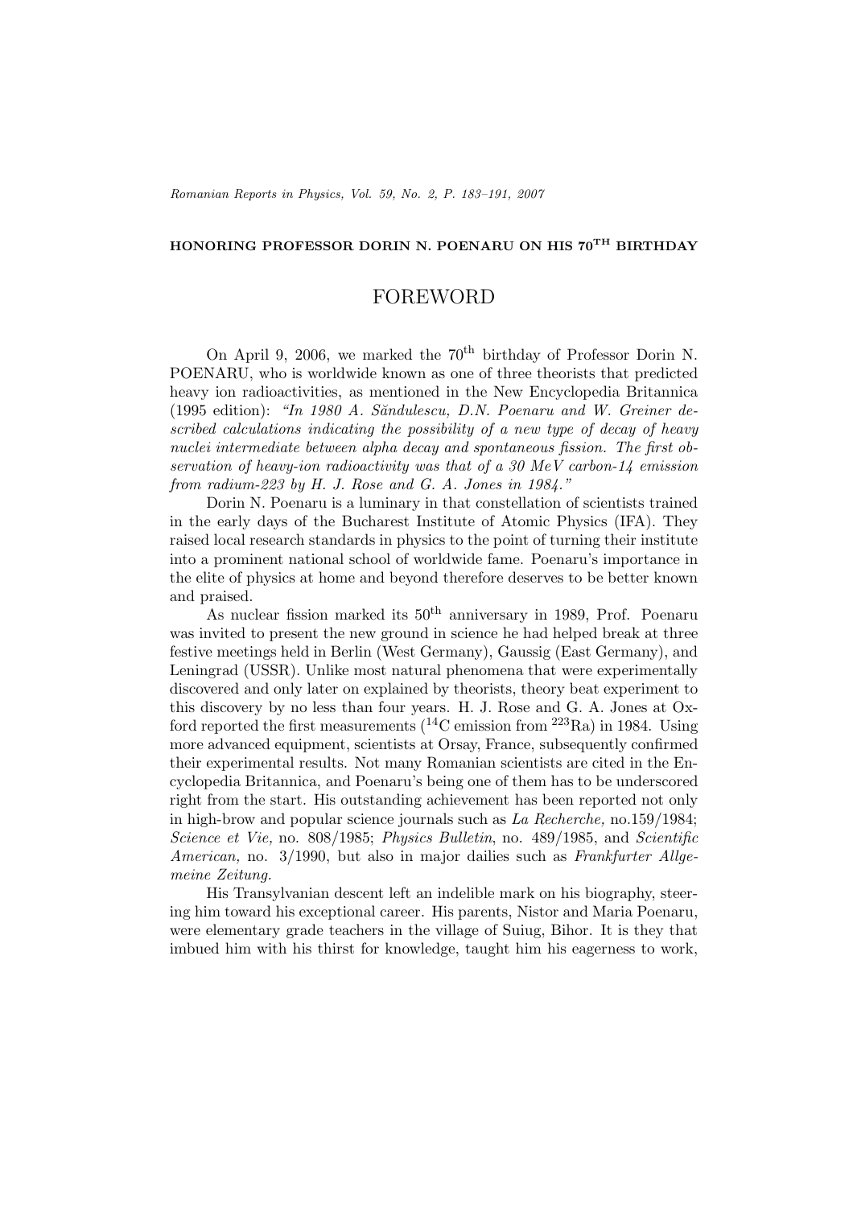## HONORING PROFESSOR DORIN N. POENARU ON HIS $70^{\mathrm{TH}}$ BIRTHDAY

# FOREWORD

On April 9, 2006, we marked the $70^{\text{th}}$ birthday of Professor Dorin N. POENARU, who is worldwide known as one of three theorists that predicted heavy ion radioactivities, as mentioned in the New Encyclopedia Britannica (1995 edition): *"In 1980 A. Săndulescu, D.N. Poenaru and W. Greiner described calculations indicating the possibility of a new type of decay of heavy nuclei intermediate between alpha decay and spontaneous fission. The first observation of heavy-ion radioactivity was that of a 30 MeV carbon-14 emission from radium-223 by H. J. Rose and G. A. Jones in 1984."*

Dorin N. Poenaru is a luminary in that constellation of scientists trained in the early days of the Bucharest Institute of Atomic Physics (IFA). They raised local research standards in physics to the point of turning their institute into a prominent national school of worldwide fame. Poenaru's importance in the elite of physics at home and beyond therefore deserves to be better known and praised.

As nuclear fission marked its $50^{\text{th}}$ anniversary in 1989, Prof. Poenaru was invited to present the new ground in science he had helped break at three festive meetings held in Berlin (West Germany), Gaussig (East Germany), and Leningrad (USSR). Unlike most natural phenomena that were experimentally discovered and only later on explained by theorists, theory beat experiment to this discovery by no less than four years. H. J. Rose and G. A. Jones at Oxford reported the first measurements ($^{14}$C emission from $^{223}$Ra) in 1984. Using more advanced equipment, scientists at Orsay, France, subsequently confirmed their experimental results. Not many Romanian scientists are cited in the Encyclopedia Britannica, and Poenaru's being one of them has to be underscored right from the start. His outstanding achievement has been reported not only in high-brow and popular science journals such as *La Recherche,* no.159/1984; *Science et Vie,* no. 808/1985; *Physics Bulletin*, no. 489/1985, and *Scientific American,* no. 3/1990, but also in major dailies such as *Frankfurter Allgemeine Zeitung*.

His Transylvanian descent left an indelible mark on his biography, steering him toward his exceptional career. His parents, Nistor and Maria Poenaru, were elementary grade teachers in the village of Suiug, Bihor. It is they that imbued him with his thirst for knowledge, taught him his eagerness to work,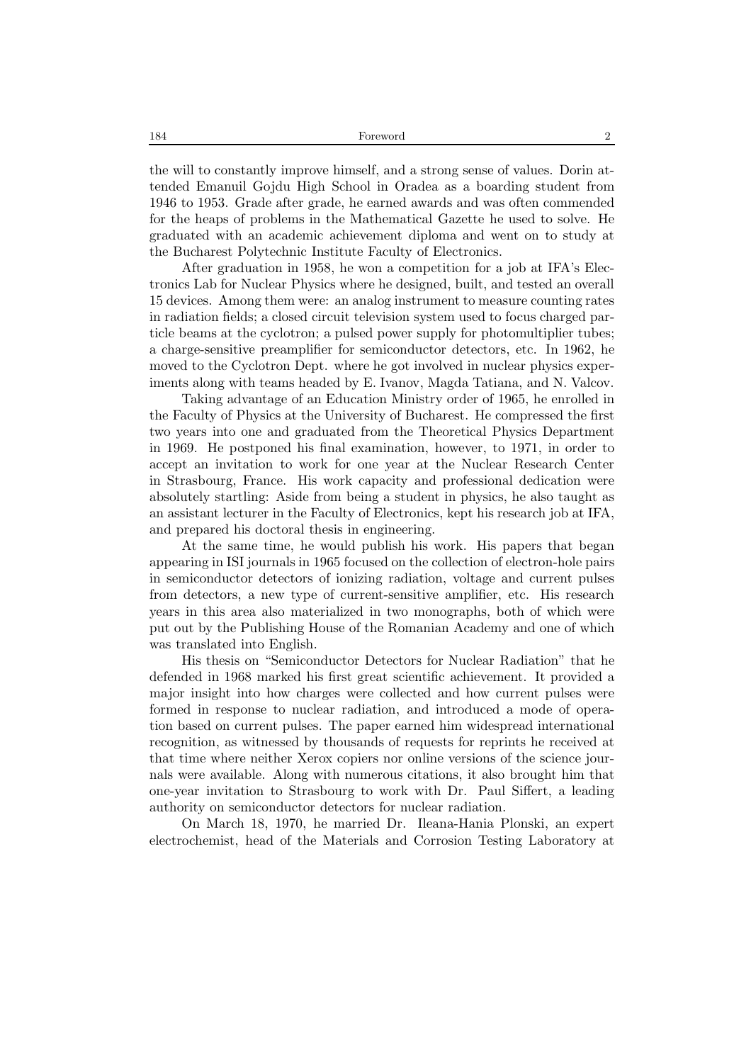the will to constantly improve himself, and a strong sense of values. Dorin attended Emanuil Gojdu High School in Oradea as a boarding student from 1946 to 1953. Grade after grade, he earned awards and was often commended for the heaps of problems in the Mathematical Gazette he used to solve. He graduated with an academic achievement diploma and went on to study at the Bucharest Polytechnic Institute Faculty of Electronics.

After graduation in 1958, he won a competition for a job at IFA's Electronics Lab for Nuclear Physics where he designed, built, and tested an overall 15 devices. Among them were: an analog instrument to measure counting rates in radiation fields; a closed circuit television system used to focus charged particle beams at the cyclotron; a pulsed power supply for photomultiplier tubes; a charge-sensitive preamplifier for semiconductor detectors, etc. In 1962, he moved to the Cyclotron Dept. where he got involved in nuclear physics experiments along with teams headed by E. Ivanov, Magda Tatiana, and N. Valcov.

Taking advantage of an Education Ministry order of 1965, he enrolled in the Faculty of Physics at the University of Bucharest. He compressed the first two years into one and graduated from the Theoretical Physics Department in 1969. He postponed his final examination, however, to 1971, in order to accept an invitation to work for one year at the Nuclear Research Center in Strasbourg, France. His work capacity and professional dedication were absolutely startling: Aside from being a student in physics, he also taught as an assistant lecturer in the Faculty of Electronics, kept his research job at IFA, and prepared his doctoral thesis in engineering.

At the same time, he would publish his work. His papers that began appearing in ISI journals in 1965 focused on the collection of electron-hole pairs in semiconductor detectors of ionizing radiation, voltage and current pulses from detectors, a new type of current-sensitive amplifier, etc. His research years in this area also materialized in two monographs, both of which were put out by the Publishing House of the Romanian Academy and one of which was translated into English.

His thesis on "Semiconductor Detectors for Nuclear Radiation" that he defended in 1968 marked his first great scientific achievement. It provided a major insight into how charges were collected and how current pulses were formed in response to nuclear radiation, and introduced a mode of operation based on current pulses. The paper earned him widespread international recognition, as witnessed by thousands of requests for reprints he received at that time where neither Xerox copiers nor online versions of the science journals were available. Along with numerous citations, it also brought him that one-year invitation to Strasbourg to work with Dr. Paul Siffert, a leading authority on semiconductor detectors for nuclear radiation.

On March 18, 1970, he married Dr. Ileana-Hania Plonski, an expert electrochemist, head of the Materials and Corrosion Testing Laboratory at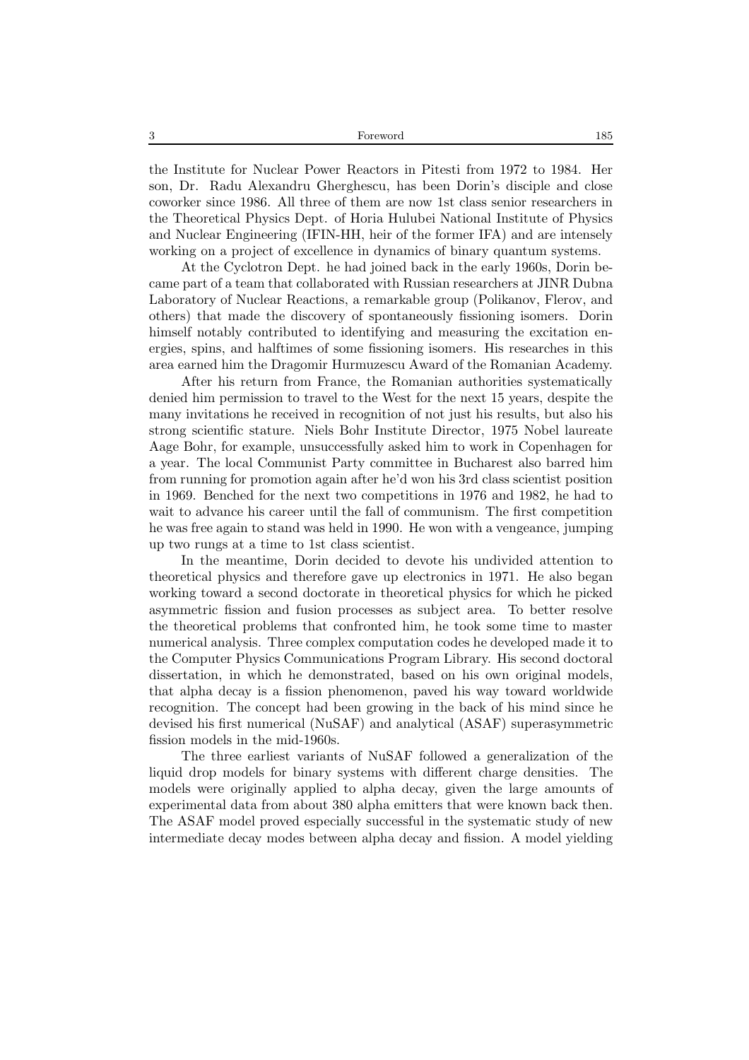the Institute for Nuclear Power Reactors in Pitesti from 1972 to 1984. Her son, Dr. Radu Alexandru Gherghescu, has been Dorin's disciple and close coworker since 1986. All three of them are now 1st class senior researchers in the Theoretical Physics Dept. of Horia Hulubei National Institute of Physics and Nuclear Engineering (IFIN-HH, heir of the former IFA) and are intensely working on a project of excellence in dynamics of binary quantum systems.

At the Cyclotron Dept. he had joined back in the early 1960s, Dorin became part of a team that collaborated with Russian researchers at JINR Dubna Laboratory of Nuclear Reactions, a remarkable group (Polikanov, Flerov, and others) that made the discovery of spontaneously fissioning isomers. Dorin himself notably contributed to identifying and measuring the excitation energies, spins, and halftimes of some fissioning isomers. His researches in this area earned him the Dragomir Hurmuzescu Award of the Romanian Academy.

After his return from France, the Romanian authorities systematically denied him permission to travel to the West for the next 15 years, despite the many invitations he received in recognition of not just his results, but also his strong scientific stature. Niels Bohr Institute Director, 1975 Nobel laureate Aage Bohr, for example, unsuccessfully asked him to work in Copenhagen for a year. The local Communist Party committee in Bucharest also barred him from running for promotion again after he'd won his 3rd class scientist position in 1969. Benched for the next two competitions in 1976 and 1982, he had to wait to advance his career until the fall of communism. The first competition he was free again to stand was held in 1990. He won with a vengeance, jumping up two rungs at a time to 1st class scientist.

In the meantime, Dorin decided to devote his undivided attention to theoretical physics and therefore gave up electronics in 1971. He also began working toward a second doctorate in theoretical physics for which he picked asymmetric fission and fusion processes as subject area. To better resolve the theoretical problems that confronted him, he took some time to master numerical analysis. Three complex computation codes he developed made it to the Computer Physics Communications Program Library. His second doctoral dissertation, in which he demonstrated, based on his own original models, that alpha decay is a fission phenomenon, paved his way toward worldwide recognition. The concept had been growing in the back of his mind since he devised his first numerical (NuSAF) and analytical (ASAF) superasymmetric fission models in the mid-1960s.

The three earliest variants of NuSAF followed a generalization of the liquid drop models for binary systems with different charge densities. The models were originally applied to alpha decay, given the large amounts of experimental data from about 380 alpha emitters that were known back then. The ASAF model proved especially successful in the systematic study of new intermediate decay modes between alpha decay and fission. A model yielding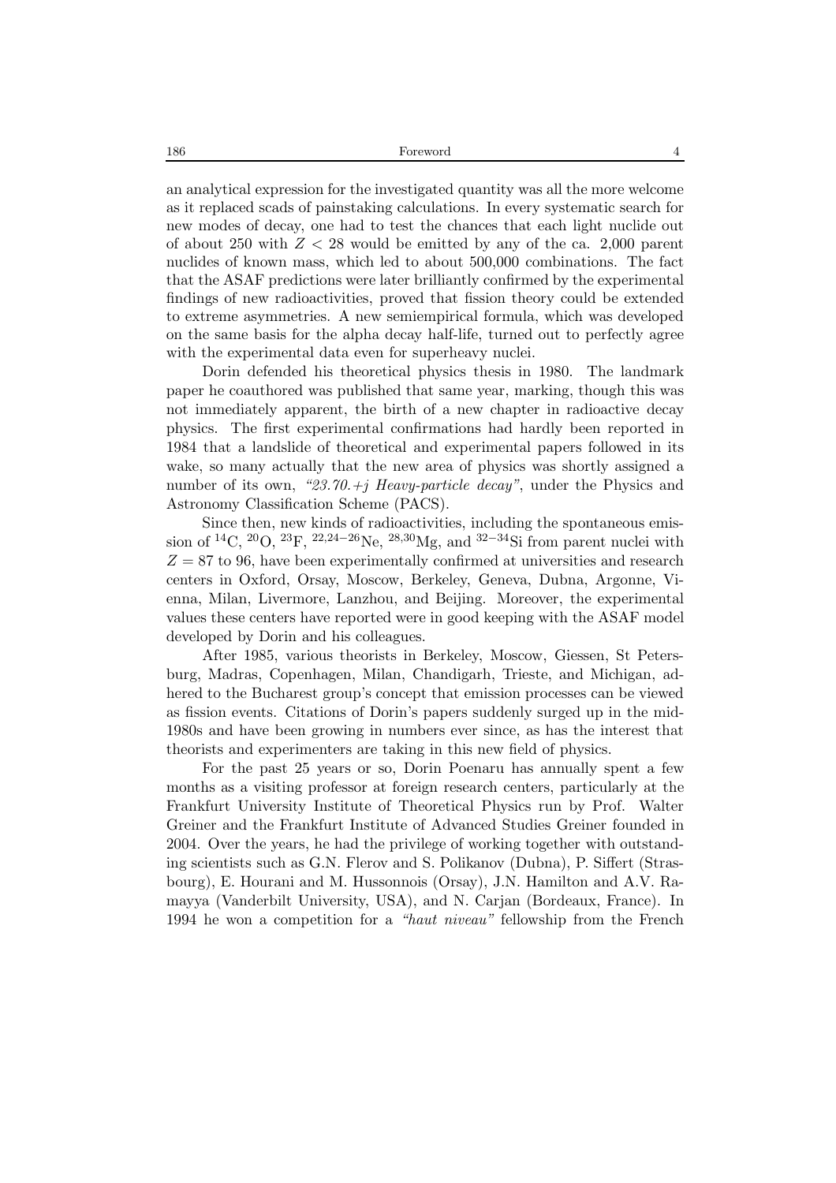an analytical expression for the investigated quantity was all the more welcome as it replaced scads of painstaking calculations. In every systematic search for new modes of decay, one had to test the chances that each light nuclide out of about 250 with $Z < 28$ would be emitted by any of the ca. 2,000 parent nuclides of known mass, which led to about 500,000 combinations. The fact that the ASAF predictions were later brilliantly confirmed by the experimental findings of new radioactivities, proved that fission theory could be extended to extreme asymmetries. A new semiempirical formula, which was developed on the same basis for the alpha decay half-life, turned out to perfectly agree with the experimental data even for superheavy nuclei.

Dorin defended his theoretical physics thesis in 1980. The landmark paper he coauthored was published that same year, marking, though this was not immediately apparent, the birth of a new chapter in radioactive decay physics. The first experimental confirmations had hardly been reported in 1984 that a landslide of theoretical and experimental papers followed in its wake, so many actually that the new area of physics was shortly assigned a number of its own, *"23.70.+j Heavy-particle decay"*, under the Physics and Astronomy Classification Scheme (PACS).

Since then, new kinds of radioactivities, including the spontaneous emission of $^{14}C$, $^{20}O$, $^{23}F$, $^{22,24-26}Ne$, $^{28,30}Mg$, and $^{32-34}Si$ from parent nuclei with $Z = 87$ to 96, have been experimentally confirmed at universities and research centers in Oxford, Orsay, Moscow, Berkeley, Geneva, Dubna, Argonne, Vienna, Milan, Livermore, Lanzhou, and Beijing. Moreover, the experimental values these centers have reported were in good keeping with the ASAF model developed by Dorin and his colleagues.

After 1985, various theorists in Berkeley, Moscow, Giessen, St Petersburg, Madras, Copenhagen, Milan, Chandigarh, Trieste, and Michigan, adhered to the Bucharest group's concept that emission processes can be viewed as fission events. Citations of Dorin's papers suddenly surged up in the mid-1980s and have been growing in numbers ever since, as has the interest that theorists and experimenters are taking in this new field of physics.

For the past 25 years or so, Dorin Poenaru has annually spent a few months as a visiting professor at foreign research centers, particularly at the Frankfurt University Institute of Theoretical Physics run by Prof. Walter Greiner and the Frankfurt Institute of Advanced Studies Greiner founded in 2004. Over the years, he had the privilege of working together with outstanding scientists such as G.N. Flerov and S. Polikanov (Dubna), P. Siffert (Strasbourg), E. Hourani and M. Hussonnois (Orsay), J.N. Hamilton and A.V. Ramayya (Vanderbilt University, USA), and N. Carjan (Bordeaux, France). In 1994 he won a competition for a *"haut niveau"* fellowship from the French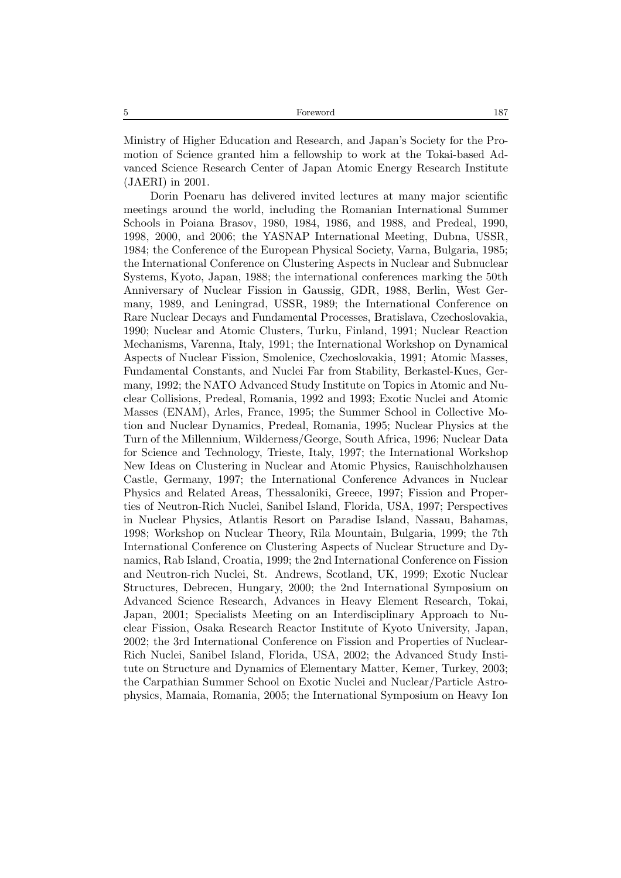Ministry of Higher Education and Research, and Japan's Society for the Promotion of Science granted him a fellowship to work at the Tokai-based Advanced Science Research Center of Japan Atomic Energy Research Institute (JAERI) in 2001.

Dorin Poenaru has delivered invited lectures at many major scientific meetings around the world, including the Romanian International Summer Schools in Poiana Brasov, 1980, 1984, 1986, and 1988, and Predeal, 1990, 1998, 2000, and 2006; the YASNAP International Meeting, Dubna, USSR, 1984; the Conference of the European Physical Society, Varna, Bulgaria, 1985; the International Conference on Clustering Aspects in Nuclear and Subnuclear Systems, Kyoto, Japan, 1988; the international conferences marking the 50th Anniversary of Nuclear Fission in Gaussig, GDR, 1988, Berlin, West Germany, 1989, and Leningrad, USSR, 1989; the International Conference on Rare Nuclear Decays and Fundamental Processes, Bratislava, Czechoslovakia, 1990; Nuclear and Atomic Clusters, Turku, Finland, 1991; Nuclear Reaction Mechanisms, Varenna, Italy, 1991; the International Workshop on Dynamical Aspects of Nuclear Fission, Smolenice, Czechoslovakia, 1991; Atomic Masses, Fundamental Constants, and Nuclei Far from Stability, Berkastel-Kues, Germany, 1992; the NATO Advanced Study Institute on Topics in Atomic and Nuclear Collisions, Predeal, Romania, 1992 and 1993; Exotic Nuclei and Atomic Masses (ENAM), Arles, France, 1995; the Summer School in Collective Motion and Nuclear Dynamics, Predeal, Romania, 1995; Nuclear Physics at the Turn of the Millennium, Wilderness/George, South Africa, 1996; Nuclear Data for Science and Technology, Trieste, Italy, 1997; the International Workshop New Ideas on Clustering in Nuclear and Atomic Physics, Rauischholzhausen Castle, Germany, 1997; the International Conference Advances in Nuclear Physics and Related Areas, Thessaloniki, Greece, 1997; Fission and Properties of Neutron-Rich Nuclei, Sanibel Island, Florida, USA, 1997; Perspectives in Nuclear Physics, Atlantis Resort on Paradise Island, Nassau, Bahamas, 1998; Workshop on Nuclear Theory, Rila Mountain, Bulgaria, 1999; the 7th International Conference on Clustering Aspects of Nuclear Structure and Dynamics, Rab Island, Croatia, 1999; the 2nd International Conference on Fission and Neutron-rich Nuclei, St. Andrews, Scotland, UK, 1999; Exotic Nuclear Structures, Debrecen, Hungary, 2000; the 2nd International Symposium on Advanced Science Research, Advances in Heavy Element Research, Tokai, Japan, 2001; Specialists Meeting on an Interdisciplinary Approach to Nuclear Fission, Osaka Research Reactor Institute of Kyoto University, Japan, 2002; the 3rd International Conference on Fission and Properties of Nuclear-Rich Nuclei, Sanibel Island, Florida, USA, 2002; the Advanced Study Institute on Structure and Dynamics of Elementary Matter, Kemer, Turkey, 2003; the Carpathian Summer School on Exotic Nuclei and Nuclear/Particle Astrophysics, Mamaia, Romania, 2005; the International Symposium on Heavy Ion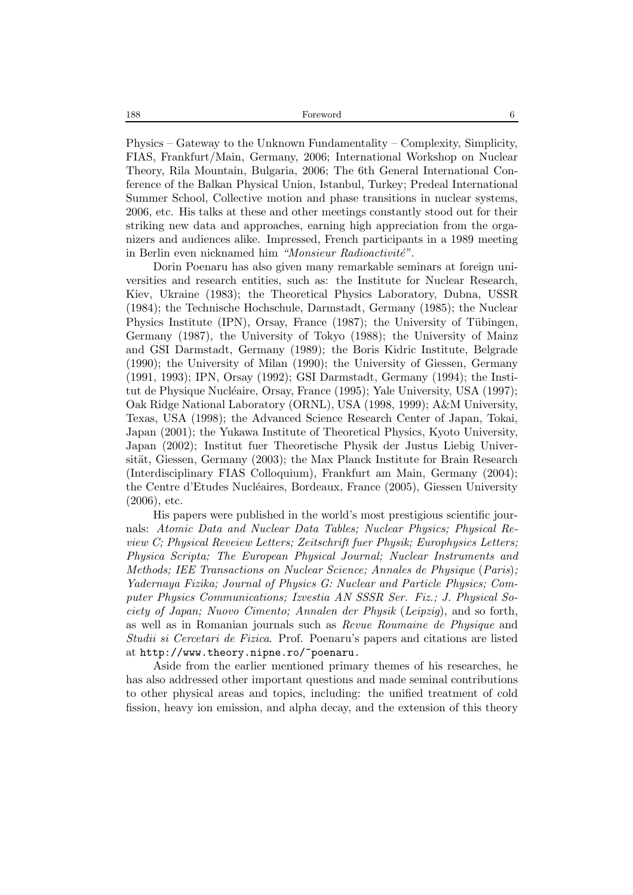Physics – Gateway to the Unknown Fundamentality – Complexity, Simplicity, FIAS, Frankfurt/Main, Germany, 2006; International Workshop on Nuclear Theory, Rila Mountain, Bulgaria, 2006; The 6th General International Conference of the Balkan Physical Union, Istanbul, Turkey; Predeal International Summer School, Collective motion and phase transitions in nuclear systems, 2006, etc. His talks at these and other meetings constantly stood out for their striking new data and approaches, earning high appreciation from the organizers and audiences alike. Impressed, French participants in a 1989 meeting in Berlin even nicknamed him *"Monsieur Radioactivité"*.

Dorin Poenaru has also given many remarkable seminars at foreign universities and research entities, such as: the Institute for Nuclear Research, Kiev, Ukraine (1983); the Theoretical Physics Laboratory, Dubna, USSR (1984); the Technische Hochschule, Darmstadt, Germany (1985); the Nuclear Physics Institute (IPN), Orsay, France (1987); the University of Tübingen, Germany (1987), the University of Tokyo (1988); the University of Mainz and GSI Darmstadt, Germany (1989); the Boris Kidric Institute, Belgrade (1990); the University of Milan (1990); the University of Giessen, Germany (1991, 1993); IPN, Orsay (1992); GSI Darmstadt, Germany (1994); the Institut de Physique Nucléaire, Orsay, France (1995); Yale University, USA (1997); Oak Ridge National Laboratory (ORNL), USA (1998, 1999); A&M University, Texas, USA (1998); the Advanced Science Research Center of Japan, Tokai, Japan (2001); the Yukawa Institute of Theoretical Physics, Kyoto University, Japan (2002); Institut fuer Theoretische Physik der Justus Liebig Universität, Giessen, Germany (2003); the Max Planck Institute for Brain Research (Interdisciplinary FIAS Colloquium), Frankfurt am Main, Germany (2004); the Centre d'Etudes Nucléaires, Bordeaux, France (2005), Giessen University (2006), etc.

His papers were published in the world's most prestigious scientific journals: *Atomic Data and Nuclear Data Tables; Nuclear Physics; Physical Review C; Physical Reveiew Letters; Zeitschrift fuer Physik; Europhysics Letters; Physica Scripta; The European Physical Journal; Nuclear Instruments and Methods; IEE Transactions on Nuclear Science; Annales de Physique* (*Paris*)*; Yadernaya Fizika; Journal of Physics G: Nuclear and Particle Physics; Computer Physics Communications; Izvestia AN SSSR Ser. Fiz.; J. Physical Society of Japan; Nuovo Cimento; Annalen der Physik* (*Leipzig*), and so forth, as well as in Romanian journals such as *Revue Roumaine de Physique* and *Studii si Cercetari de Fizica*. Prof. Poenaru's papers and citations are listed at http://www.theory.nipne.ro/~poenaru.

Aside from the earlier mentioned primary themes of his researches, he has also addressed other important questions and made seminal contributions to other physical areas and topics, including: the unified treatment of cold fission, heavy ion emission, and alpha decay, and the extension of this theory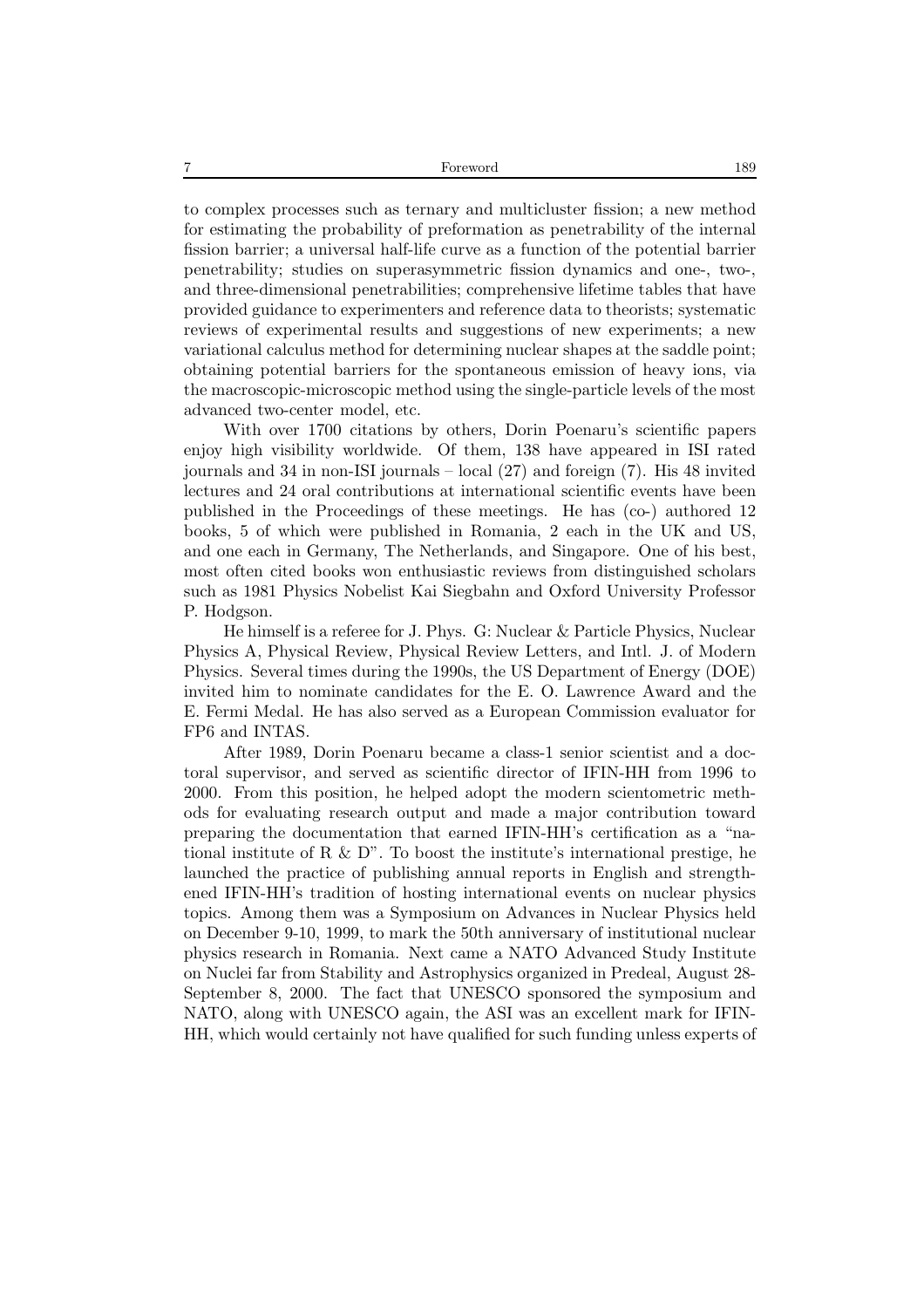to complex processes such as ternary and multicluster fission; a new method for estimating the probability of preformation as penetrability of the internal fission barrier; a universal half-life curve as a function of the potential barrier penetrability; studies on superasymmetric fission dynamics and one-, two-, and three-dimensional penetrabilities; comprehensive lifetime tables that have provided guidance to experimenters and reference data to theorists; systematic reviews of experimental results and suggestions of new experiments; a new variational calculus method for determining nuclear shapes at the saddle point; obtaining potential barriers for the spontaneous emission of heavy ions, via the macroscopic-microscopic method using the single-particle levels of the most advanced two-center model, etc.

With over 1700 citations by others, Dorin Poenaru's scientific papers enjoy high visibility worldwide. Of them, 138 have appeared in ISI rated journals and 34 in non-ISI journals – local (27) and foreign (7). His 48 invited lectures and 24 oral contributions at international scientific events have been published in the Proceedings of these meetings. He has (co-) authored 12 books, 5 of which were published in Romania, 2 each in the UK and US, and one each in Germany, The Netherlands, and Singapore. One of his best, most often cited books won enthusiastic reviews from distinguished scholars such as 1981 Physics Nobelist Kai Siegbahn and Oxford University Professor P. Hodgson.

He himself is a referee for J. Phys. G: Nuclear & Particle Physics, Nuclear Physics A, Physical Review, Physical Review Letters, and Intl. J. of Modern Physics. Several times during the 1990s, the US Department of Energy (DOE) invited him to nominate candidates for the E. O. Lawrence Award and the E. Fermi Medal. He has also served as a European Commission evaluator for FP6 and INTAS.

After 1989, Dorin Poenaru became a class-1 senior scientist and a doctoral supervisor, and served as scientific director of IFIN-HH from 1996 to 2000. From this position, he helped adopt the modern scientometric methods for evaluating research output and made a major contribution toward preparing the documentation that earned IFIN-HH's certification as a "national institute of R & D". To boost the institute's international prestige, he launched the practice of publishing annual reports in English and strengthened IFIN-HH's tradition of hosting international events on nuclear physics topics. Among them was a Symposium on Advances in Nuclear Physics held on December 9-10, 1999, to mark the 50th anniversary of institutional nuclear physics research in Romania. Next came a NATO Advanced Study Institute on Nuclei far from Stability and Astrophysics organized in Predeal, August 28-September 8, 2000. The fact that UNESCO sponsored the symposium and NATO, along with UNESCO again, the ASI was an excellent mark for IFIN-HH, which would certainly not have qualified for such funding unless experts of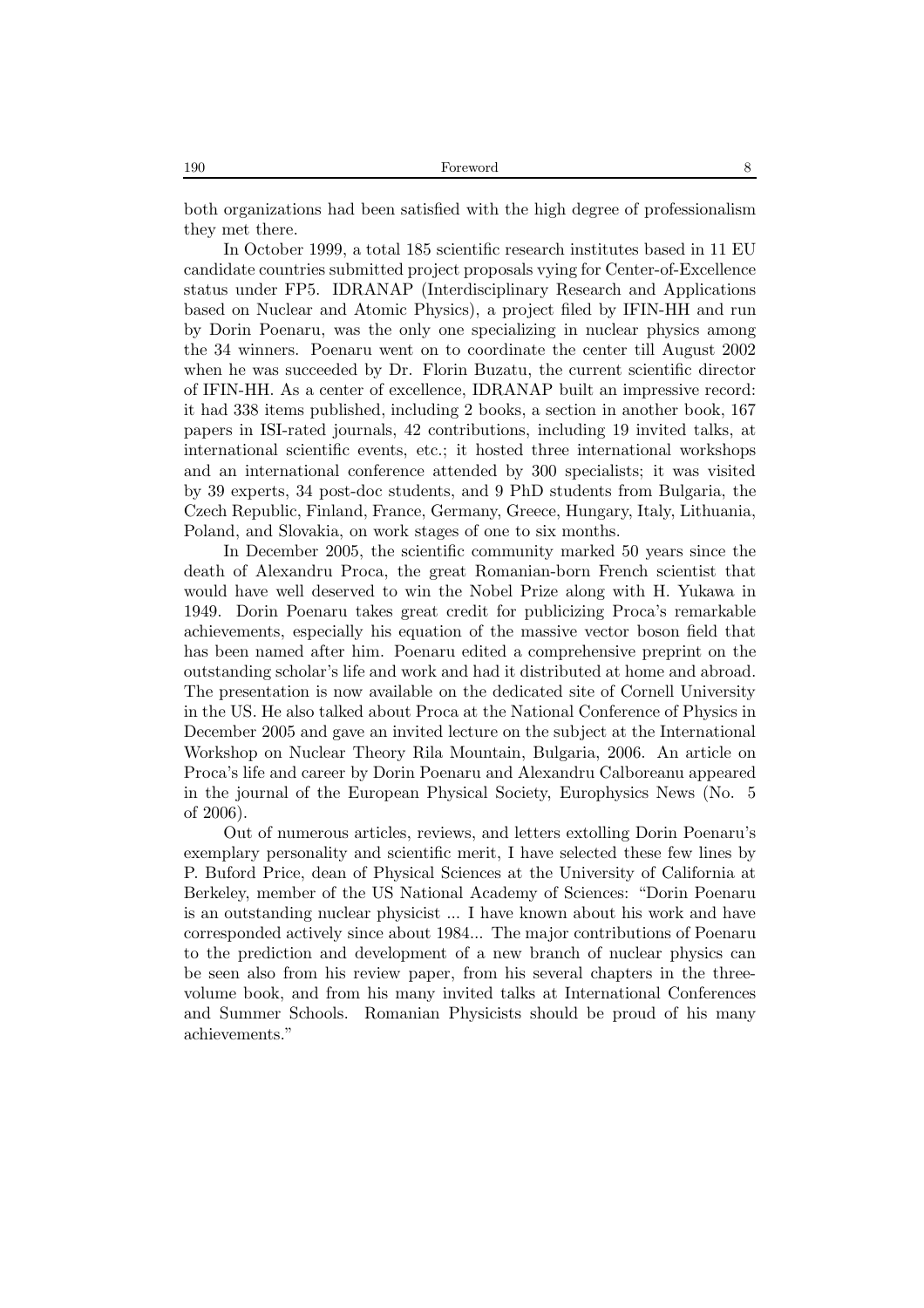both organizations had been satisfied with the high degree of professionalism they met there.

In October 1999, a total 185 scientific research institutes based in 11 EU candidate countries submitted project proposals vying for Center-of-Excellence status under FP5. IDRANAP (Interdisciplinary Research and Applications based on Nuclear and Atomic Physics), a project filed by IFIN-HH and run by Dorin Poenaru, was the only one specializing in nuclear physics among the 34 winners. Poenaru went on to coordinate the center till August 2002 when he was succeeded by Dr. Florin Buzatu, the current scientific director of IFIN-HH. As a center of excellence, IDRANAP built an impressive record: it had 338 items published, including 2 books, a section in another book, 167 papers in ISI-rated journals, 42 contributions, including 19 invited talks, at international scientific events, etc.; it hosted three international workshops and an international conference attended by 300 specialists; it was visited by 39 experts, 34 post-doc students, and 9 PhD students from Bulgaria, the Czech Republic, Finland, France, Germany, Greece, Hungary, Italy, Lithuania, Poland, and Slovakia, on work stages of one to six months.

In December 2005, the scientific community marked 50 years since the death of Alexandru Proca, the great Romanian-born French scientist that would have well deserved to win the Nobel Prize along with H. Yukawa in 1949. Dorin Poenaru takes great credit for publicizing Proca's remarkable achievements, especially his equation of the massive vector boson field that has been named after him. Poenaru edited a comprehensive preprint on the outstanding scholar's life and work and had it distributed at home and abroad. The presentation is now available on the dedicated site of Cornell University in the US. He also talked about Proca at the National Conference of Physics in December 2005 and gave an invited lecture on the subject at the International Workshop on Nuclear Theory Rila Mountain, Bulgaria, 2006. An article on Proca's life and career by Dorin Poenaru and Alexandru Calboreanu appeared in the journal of the European Physical Society, Europhysics News (No. 5 of 2006).

Out of numerous articles, reviews, and letters extolling Dorin Poenaru's exemplary personality and scientific merit, I have selected these few lines by P. Buford Price, dean of Physical Sciences at the University of California at Berkeley, member of the US National Academy of Sciences: "Dorin Poenaru is an outstanding nuclear physicist ... I have known about his work and have corresponded actively since about 1984... The major contributions of Poenaru to the prediction and development of a new branch of nuclear physics can be seen also from his review paper, from his several chapters in the three-volume book, and from his many invited talks at International Conferences and Summer Schools. Romanian Physicists should be proud of his many achievements."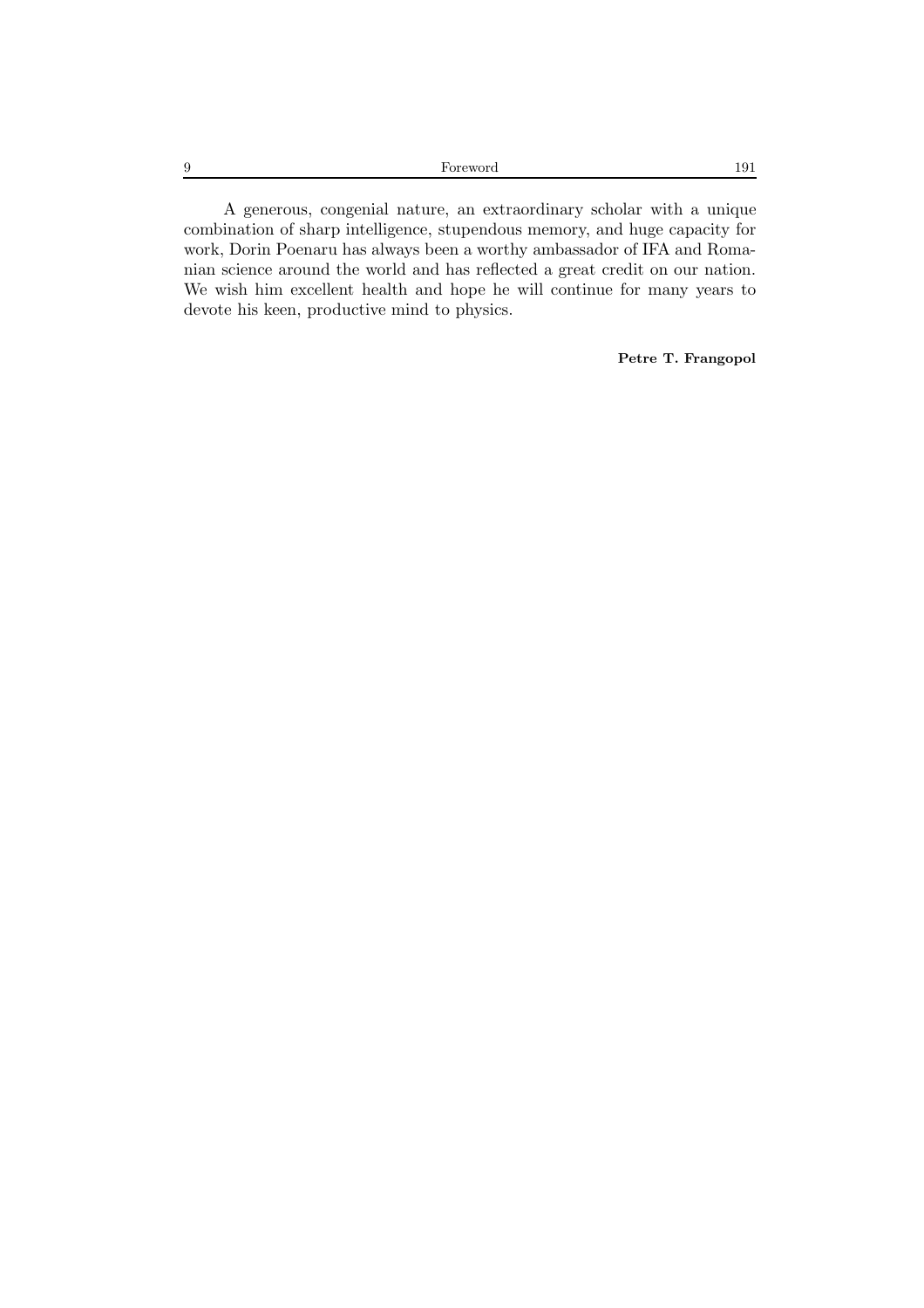A generous, congenial nature, an extraordinary scholar with a unique combination of sharp intelligence, stupendous memory, and huge capacity for work, Dorin Poenaru has always been a worthy ambassador of IFA and Romanian science around the world and has reflected a great credit on our nation. We wish him excellent health and hope he will continue for many years to devote his keen, productive mind to physics.

**Petre T. Frangopol**